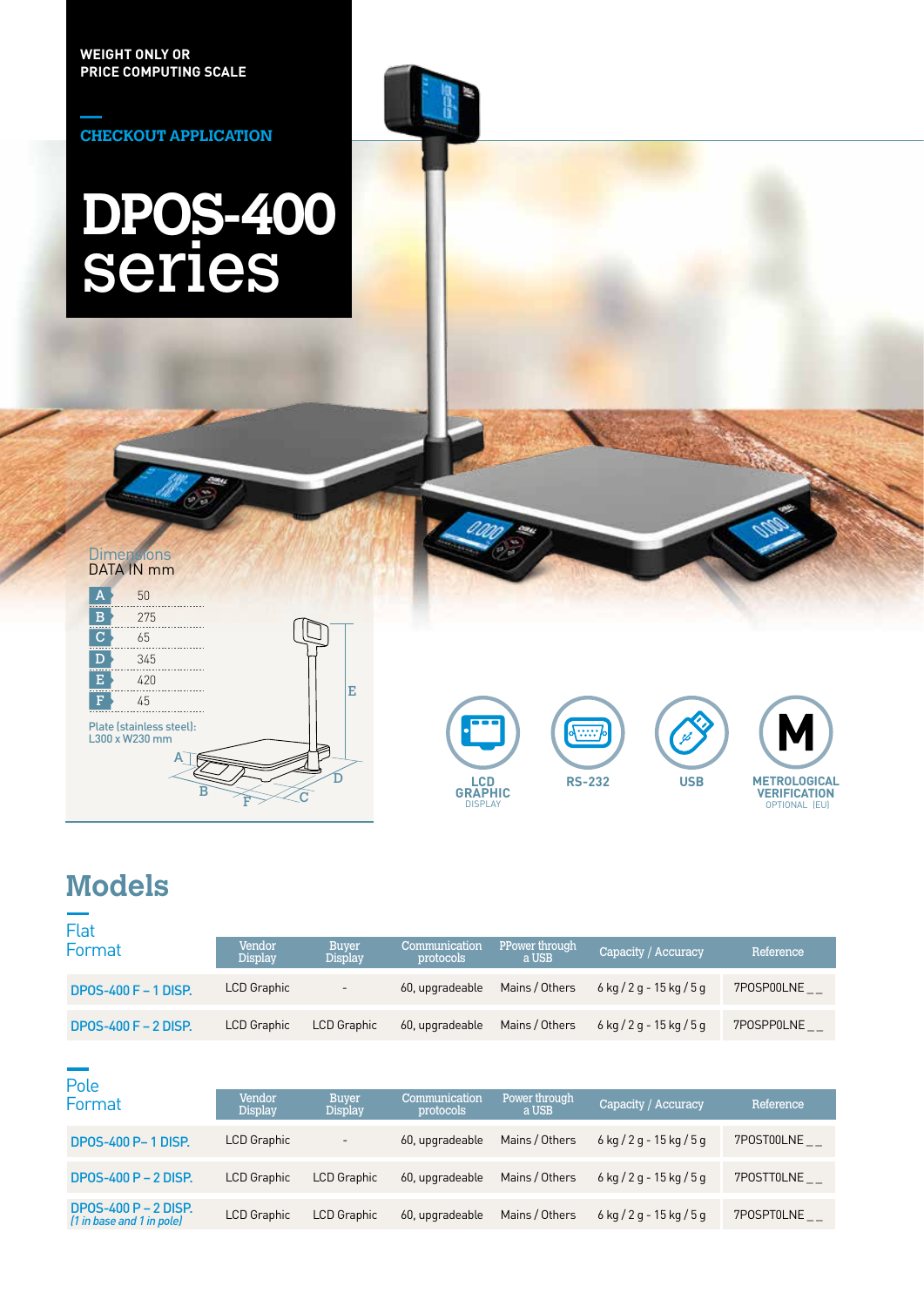WEIGHT ONLY OR
PRICE COMPUTING SCALE

CHECKOUT APPLICATION

# DPOS-400 series

Dimensions
DATA IN mm

| | |
|---|---|
| A | 50 |
| B | 275 |
| C | 65 |
| D | 345 |
| E | 420 |
| F | 45 |

Plate (stainless steel):
L300 x W230 mm

LCD GRAPHIC DISPLAY

RS-232

USB

METROLOGICAL VERIFICATION OPTIONAL (EU)

## Models

### Flat Format

| | Vendor Display | Buyer Display | Communication protocols | PPower through a USB | Capacity / Accuracy | Reference |
|---|---|---|---|---|---|---|
| DPOS-400 F – 1 DISP. | LCD Graphic | - | 60, upgradeable | Mains / Others | 6 kg / 2 g - 15 kg / 5 g | 7POSP00LNE _ _ |
| DPOS-400 F – 2 DISP. | LCD Graphic | LCD Graphic | 60, upgradeable | Mains / Others | 6 kg / 2 g - 15 kg / 5 g | 7POSPP0LNE _ _ |

### Pole Format

| | Vendor Display | Buyer Display | Communication protocols | Power through a USB | Capacity / Accuracy | Reference |
|---|---|---|---|---|---|---|
| DPOS-400 P– 1 DISP. | LCD Graphic | - | 60, upgradeable | Mains / Others | 6 kg / 2 g - 15 kg / 5 g | 7POST00LNE _ _ |
| DPOS-400 P – 2 DISP. | LCD Graphic | LCD Graphic | 60, upgradeable | Mains / Others | 6 kg / 2 g - 15 kg / 5 g | 7POSTT0LNE _ _ |
| DPOS-400 P – 2 DISP. *(1 in base and 1 in pole)* | LCD Graphic | LCD Graphic | 60, upgradeable | Mains / Others | 6 kg / 2 g - 15 kg / 5 g | 7POSPT0LNE _ _ |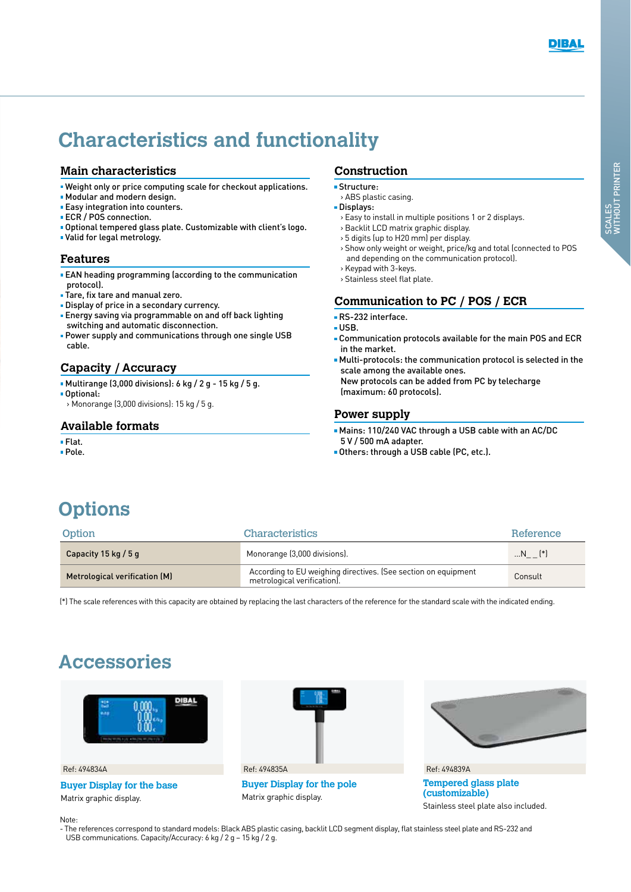# Characteristics and functionality

## Main characteristics

- Weight only or price computing scale for checkout applications.
- Modular and modern design.
- Easy integration into counters.
- ECR / POS connection.
- Optional tempered glass plate. Customizable with client's logo.
- Valid for legal metrology.

## Features

- EAN heading programming (according to the communication protocol).
- Tare, fix tare and manual zero.
- Display of price in a secondary currency.
- Energy saving via programmable on and off back lighting switching and automatic disconnection.
- Power supply and communications through one single USB cable.

## Capacity / Accuracy

- Multirange (3,000 divisions): 6 kg / 2 g - 15 kg / 5 g.
- Optional:
  - › Monorange (3,000 divisions): 15 kg / 5 g.

## Available formats

- Flat.
- Pole.

## Construction

- Structure:
  - › ABS plastic casing.
- Displays:
  - › Easy to install in multiple positions 1 or 2 displays.
  - › Backlit LCD matrix graphic display.
  - › 5 digits (up to H20 mm) per display.
  - › Show only weight or weight, price/kg and total (connected to POS and depending on the communication protocol).
  - › Keypad with 3-keys.
  - › Stainless steel flat plate.

## Communication to PC / POS / ECR

- RS-232 interface.
- USB.
- Communication protocols available for the main POS and ECR in the market.
- Multi-protocols: the communication protocol is selected in the scale among the available ones.
  New protocols can be added from PC by telecharge (maximum: 60 protocols).

## Power supply

- Mains: 110/240 VAC through a USB cable with an AC/DC 5 V / 500 mA adapter.
- Others: through a USB cable (PC, etc.).

# Options

| Option | Characteristics | Reference |
|---|---|---|
| Capacity 15 kg / 5 g | Monorange (3,000 divisions). | ...N_ _ (*) |
| Metrological verification (M) | According to EU weighing directives. (See section on equipment metrological verification). | Consult |

(*) The scale references with this capacity are obtained by replacing the last characters of the reference for the standard scale with the indicated ending.

# Accessories

Ref: 494834A

**Buyer Display for the base**

Matrix graphic display.

Ref: 494835A

**Buyer Display for the pole**

Matrix graphic display.

Ref: 494839A

**Tempered glass plate (customizable)**

Stainless steel plate also included.

Note:
- The references correspond to standard models: Black ABS plastic casing, backlit LCD segment display, flat stainless steel plate and RS-232 and USB communications. Capacity/Accuracy: 6 kg / 2 g – 15 kg / 2 g.